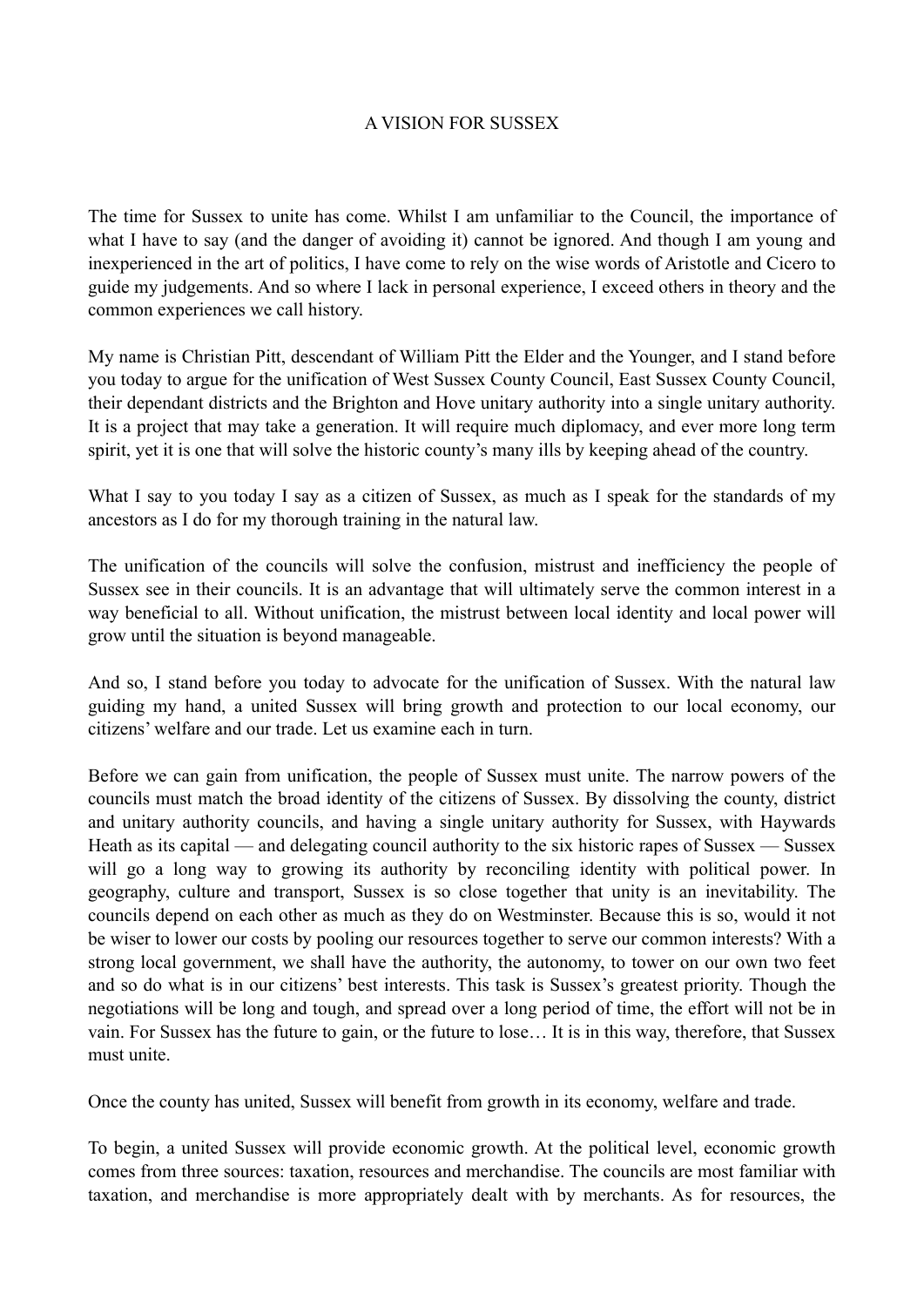# A VISION FOR SUSSEX

The time for Sussex to unite has come. Whilst I am unfamiliar to the Council, the importance of what I have to say (and the danger of avoiding it) cannot be ignored. And though I am young and inexperienced in the art of politics, I have come to rely on the wise words of Aristotle and Cicero to guide my judgements. And so where I lack in personal experience, I exceed others in theory and the common experiences we call history.

My name is Christian Pitt, descendant of William Pitt the Elder and the Younger, and I stand before you today to argue for the unification of West Sussex County Council, East Sussex County Council, their dependant districts and the Brighton and Hove unitary authority into a single unitary authority. It is a project that may take a generation. It will require much diplomacy, and ever more long term spirit, yet it is one that will solve the historic county's many ills by keeping ahead of the country.

What I say to you today I say as a citizen of Sussex, as much as I speak for the standards of my ancestors as I do for my thorough training in the natural law.

The unification of the councils will solve the confusion, mistrust and inefficiency the people of Sussex see in their councils. It is an advantage that will ultimately serve the common interest in a way beneficial to all. Without unification, the mistrust between local identity and local power will grow until the situation is beyond manageable.

And so, I stand before you today to advocate for the unification of Sussex. With the natural law guiding my hand, a united Sussex will bring growth and protection to our local economy, our citizens' welfare and our trade. Let us examine each in turn.

Before we can gain from unification, the people of Sussex must unite. The narrow powers of the councils must match the broad identity of the citizens of Sussex. By dissolving the county, district and unitary authority councils, and having a single unitary authority for Sussex, with Haywards Heath as its capital — and delegating council authority to the six historic rapes of Sussex — Sussex will go a long way to growing its authority by reconciling identity with political power. In geography, culture and transport, Sussex is so close together that unity is an inevitability. The councils depend on each other as much as they do on Westminster. Because this is so, would it not be wiser to lower our costs by pooling our resources together to serve our common interests? With a strong local government, we shall have the authority, the autonomy, to tower on our own two feet and so do what is in our citizens' best interests. This task is Sussex's greatest priority. Though the negotiations will be long and tough, and spread over a long period of time, the effort will not be in vain. For Sussex has the future to gain, or the future to lose… It is in this way, therefore, that Sussex must unite.

Once the county has united, Sussex will benefit from growth in its economy, welfare and trade.

To begin, a united Sussex will provide economic growth. At the political level, economic growth comes from three sources: taxation, resources and merchandise. The councils are most familiar with taxation, and merchandise is more appropriately dealt with by merchants. As for resources, the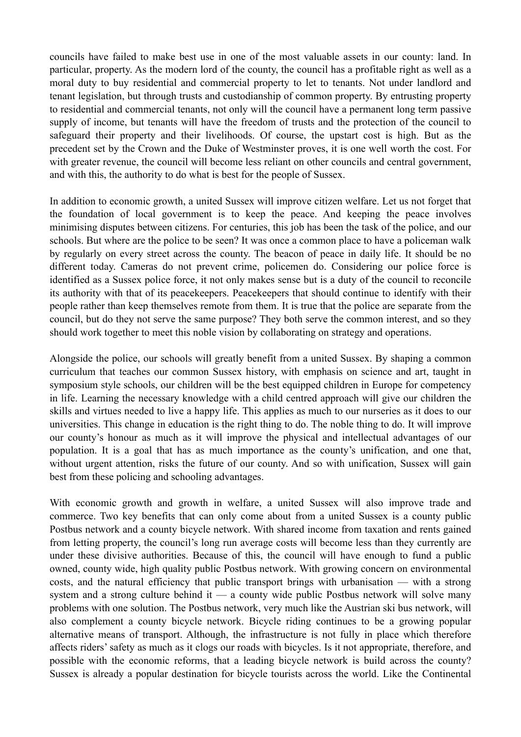councils have failed to make best use in one of the most valuable assets in our county: land. In particular, property. As the modern lord of the county, the council has a profitable right as well as a moral duty to buy residential and commercial property to let to tenants. Not under landlord and tenant legislation, but through trusts and custodianship of common property. By entrusting property to residential and commercial tenants, not only will the council have a permanent long term passive supply of income, but tenants will have the freedom of trusts and the protection of the council to safeguard their property and their livelihoods. Of course, the upstart cost is high. But as the precedent set by the Crown and the Duke of Westminster proves, it is one well worth the cost. For with greater revenue, the council will become less reliant on other councils and central government, and with this, the authority to do what is best for the people of Sussex.

In addition to economic growth, a united Sussex will improve citizen welfare. Let us not forget that the foundation of local government is to keep the peace. And keeping the peace involves minimising disputes between citizens. For centuries, this job has been the task of the police, and our schools. But where are the police to be seen? It was once a common place to have a policeman walk by regularly on every street across the county. The beacon of peace in daily life. It should be no different today. Cameras do not prevent crime, policemen do. Considering our police force is identified as a Sussex police force, it not only makes sense but is a duty of the council to reconcile its authority with that of its peacekeepers. Peacekeepers that should continue to identify with their people rather than keep themselves remote from them. It is true that the police are separate from the council, but do they not serve the same purpose? They both serve the common interest, and so they should work together to meet this noble vision by collaborating on strategy and operations.

Alongside the police, our schools will greatly benefit from a united Sussex. By shaping a common curriculum that teaches our common Sussex history, with emphasis on science and art, taught in symposium style schools, our children will be the best equipped children in Europe for competency in life. Learning the necessary knowledge with a child centred approach will give our children the skills and virtues needed to live a happy life. This applies as much to our nurseries as it does to our universities. This change in education is the right thing to do. The noble thing to do. It will improve our county's honour as much as it will improve the physical and intellectual advantages of our population. It is a goal that has as much importance as the county's unification, and one that, without urgent attention, risks the future of our county. And so with unification, Sussex will gain best from these policing and schooling advantages.

With economic growth and growth in welfare, a united Sussex will also improve trade and commerce. Two key benefits that can only come about from a united Sussex is a county public Postbus network and a county bicycle network. With shared income from taxation and rents gained from letting property, the council's long run average costs will become less than they currently are under these divisive authorities. Because of this, the council will have enough to fund a public owned, county wide, high quality public Postbus network. With growing concern on environmental costs, and the natural efficiency that public transport brings with urbanisation — with a strong system and a strong culture behind it — a county wide public Postbus network will solve many problems with one solution. The Postbus network, very much like the Austrian ski bus network, will also complement a county bicycle network. Bicycle riding continues to be a growing popular alternative means of transport. Although, the infrastructure is not fully in place which therefore affects riders' safety as much as it clogs our roads with bicycles. Is it not appropriate, therefore, and possible with the economic reforms, that a leading bicycle network is build across the county? Sussex is already a popular destination for bicycle tourists across the world. Like the Continental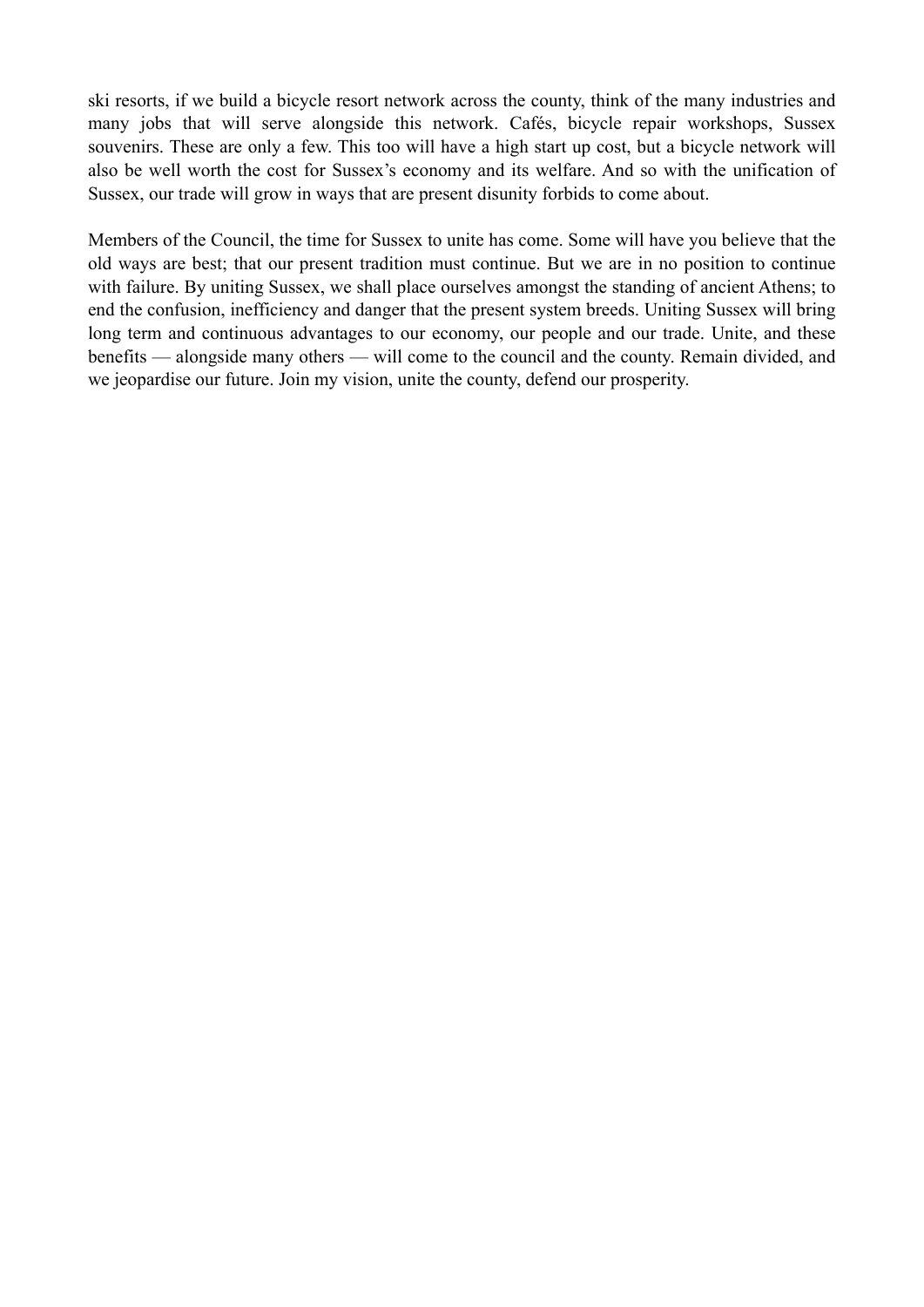ski resorts, if we build a bicycle resort network across the county, think of the many industries and many jobs that will serve alongside this network. Cafés, bicycle repair workshops, Sussex souvenirs. These are only a few. This too will have a high start up cost, but a bicycle network will also be well worth the cost for Sussex's economy and its welfare. And so with the unification of Sussex, our trade will grow in ways that are present disunity forbids to come about.

Members of the Council, the time for Sussex to unite has come. Some will have you believe that the old ways are best; that our present tradition must continue. But we are in no position to continue with failure. By uniting Sussex, we shall place ourselves amongst the standing of ancient Athens; to end the confusion, inefficiency and danger that the present system breeds. Uniting Sussex will bring long term and continuous advantages to our economy, our people and our trade. Unite, and these benefits — alongside many others — will come to the council and the county. Remain divided, and we jeopardise our future. Join my vision, unite the county, defend our prosperity.